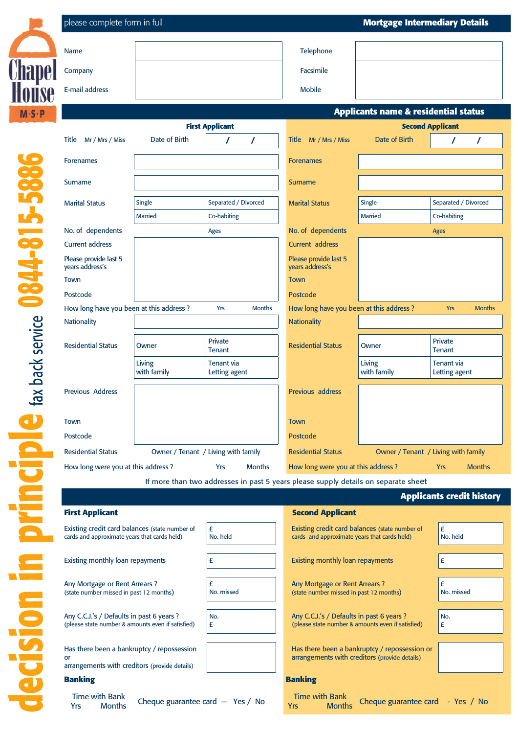Chapel House M·S·P

decision in principle fax back service 0844-815-5886

please complete form in full

## Mortgage Intermediary Details

| | | | |
|---|---|---|---|
| Name | | Telephone | |
| Company | | Facsimile | |
| E-mail address | | Mobile | |

## Applicants name & residential status

| | First Applicant | Second Applicant |
|---|---|---|
| Title | Mr / Mrs / Miss | Mr / Mrs / Miss |
| Date of Birth | / / | / / |
| Forenames | | |
| Surname | | |
| Marital Status | Single / Separated / Divorced / Married / Co-habiting | Single / Separated / Divorced / Married / Co-habiting |
| No. of dependents | Ages | Ages |
| Current address (Please provide last 5 years address's) | | |
| Town | | |
| Postcode | | |
| How long have you been at this address ? | Yrs Months | Yrs Months |
| Nationality | | |
| Residential Status | Owner / Private Tenant / Living with family / Tenant via Letting agent | Owner / Private Tenant / Living with family / Tenant via Letting agent |
| Previous Address | | |
| Town | | |
| Postcode | | |
| Residential Status | Owner / Tenant / Living with family | Owner / Tenant / Living with family |
| How long were you at this address ? | Yrs Months | Yrs Months |

If more than two addresses in past 5 years please supply details on separate sheet

## Applicants credit history

| | First Applicant | Second Applicant |
|---|---|---|
| Existing credit card balances (state number of cards and approximate years that cards held) | £ No. held | £ No. held |
| Existing monthly loan repayments | £ | £ |
| Any Mortgage or Rent Arrears ? (state number missed in past 12 months) | £ No. missed | £ No. missed |
| Any C.C.J.'s / Defaults in past 6 years ? (please state number & amounts even if satisfied) | No. £ | No. £ |
| Has there been a bankruptcy / repossession or arrangements with creditors (provide details) | | |

### Banking

| | First Applicant | Second Applicant |
|---|---|---|
| Time with Bank | Yrs Months | Yrs Months |
| Cheque guarantee card | Yes / No | Yes / No |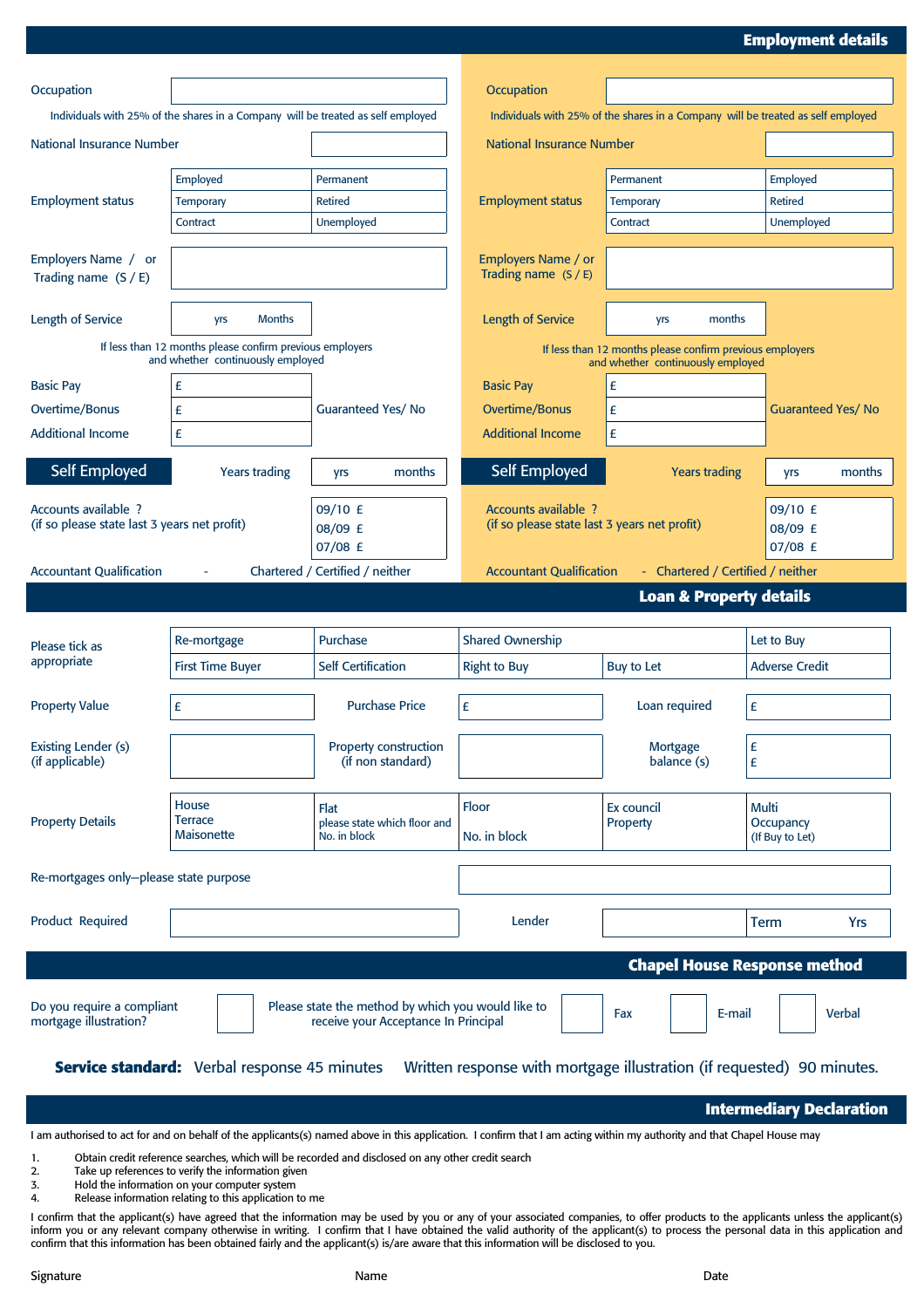## Employment details

| Applicant 1 | | Applicant 2 | |
|---|---|---|---|
| Occupation | | Occupation | |
| Individuals with 25% of the shares in a Company will be treated as self employed | | Individuals with 25% of the shares in a Company will be treated as self employed | |
| National Insurance Number | | National Insurance Number | |
| Employment status | Employed / Permanent / Temporary / Retired / Contract / Unemployed | Employment status | Permanent / Employed / Temporary / Retired / Contract / Unemployed |
| Employers Name / or Trading name (S / E) | | Employers Name / or Trading name (S / E) | |
| Length of Service | yrs Months | Length of Service | yrs months |
| If less than 12 months please confirm previous employers and whether continuously employed | | If less than 12 months please confirm previous employers and whether continuously employed | |
| Basic Pay | £ | Basic Pay | £ |
| Overtime/Bonus | £ Guaranteed Yes/ No | Overtime/Bonus | £ Guaranteed Yes/ No |
| Additional Income | £ | Additional Income | £ |

| Applicant 1 | | Applicant 2 | |
|---|---|---|---|
| **Self Employed** Years trading | yrs months | **Self Employed** Years trading | yrs months |
| Accounts available ? (if so please state last 3 years net profit) | 09/10 £<br>08/09 £<br>07/08 £ | Accounts available ? (if so please state last 3 years net profit) | 09/10 £<br>08/09 £<br>07/08 £ |
| Accountant Qualification | - Chartered / Certified / neither | Accountant Qualification | - Chartered / Certified / neither |

## Loan & Property details

| | | | | | |
|---|---|---|---|---|---|
| Please tick as appropriate | Re-mortgage | Purchase | Shared Ownership | | Let to Buy |
| | First Time Buyer | Self Certification | Right to Buy | Buy to Let | Adverse Credit |
| Property Value | £ | Purchase Price | £ | Loan required | £ |
| Existing Lender (s) (if applicable) | | Property construction (if non standard) | | Mortgage balance (s) | £<br>£ |
| Property Details | House<br>Terrace<br>Maisonette | Flat<br>please state which floor and No. in block | Floor<br>No. in block | Ex council Property | Multi Occupancy (If Buy to Let) |
| Re-mortgages only—please state purpose | | | | | |
| Product Required | | Lender | | | Term Yrs |

## Chapel House Response method

| | | | | | | | |
|---|---|---|---|---|---|---|---|
| Do you require a compliant mortgage illustration? | ☐ | Please state the method by which you would like to receive your Acceptance In Principal | ☐ | Fax | ☐ E-mail | ☐ | Verbal |

**Service standard:** Verbal response 45 minutes Written response with mortgage illustration (if requested) 90 minutes.

## Intermediary Declaration

I am authorised to act for and on behalf of the applicants(s) named above in this application. I confirm that I am acting within my authority and that Chapel House may

1. Obtain credit reference searches, which will be recorded and disclosed on any other credit search
2. Take up references to verify the information given
3. Hold the information on your computer system
4. Release information relating to this application to me

I confirm that the applicant(s) have agreed that the information may be used by you or any of your associated companies, to offer products to the applicants unless the applicant(s) inform you or any relevant company otherwise in writing. I confirm that I have obtained the valid authority of the applicant(s) to process the personal data in this application and confirm that this information has been obtained fairly and the applicant(s) is/are aware that this information will be disclosed to you.

Signature Name Date